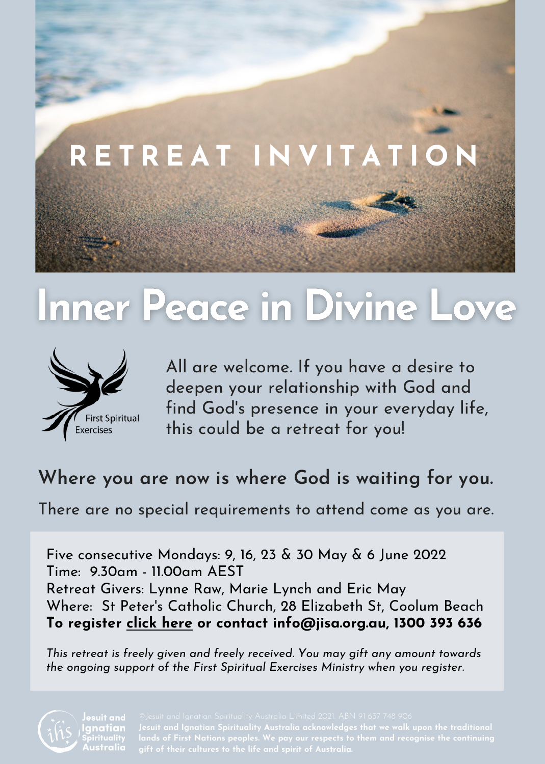RETREAT INVITATION

# Inner Peace in Divine Love

First Spiritual Exercises

All are welcome. If you have a desire to deepen your relationship with God and find God's presence in your everyday life, this could be a retreat for you!

## Where you are now is where God is waiting for you.

There are no special requirements to attend come as you are.

Five consecutive Mondays: 9, 16, 23 & 30 May & 6 June 2022
Time: 9.30am - 11.00am AEST
Retreat Givers: Lynne Raw, Marie Lynch and Eric May
Where: St Peter's Catholic Church, 28 Elizabeth St, Coolum Beach
**To register click here or contact info@jisa.org.au, 1300 393 636**

*This retreat is freely given and freely received. You may gift any amount towards the ongoing support of the First Spiritual Exercises Ministry when you register.*

Jesuit and Ignatian Spirituality Australia

©Jesuit and Ignatian Spirituality Australia Limited 2021. ABN 91 637 748 906

**Jesuit and Ignatian Spirituality Australia acknowledges that we walk upon the traditional lands of First Nations peoples. We pay our respects to them and recognise the continuing gift of their cultures to the life and spirit of Australia.**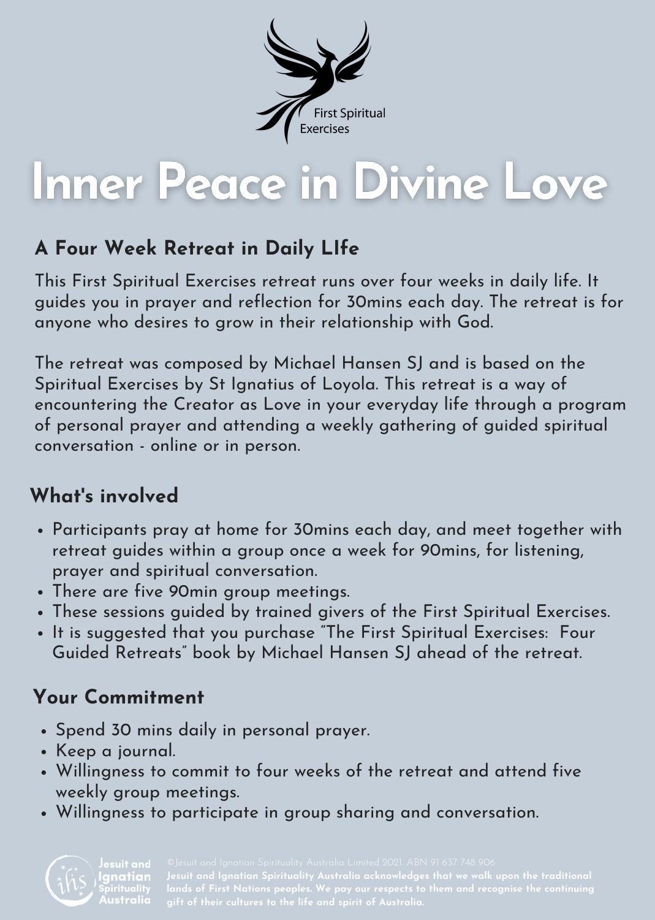First Spiritual Exercises

# Inner Peace in Divine Love

## A Four Week Retreat in Daily LIfe

This First Spiritual Exercises retreat runs over four weeks in daily life. It guides you in prayer and reflection for 30mins each day. The retreat is for anyone who desires to grow in their relationship with God.

The retreat was composed by Michael Hansen SJ and is based on the Spiritual Exercises by St Ignatius of Loyola. This retreat is a way of encountering the Creator as Love in your everyday life through a program of personal prayer and attending a weekly gathering of guided spiritual conversation - online or in person.

## What's involved

- Participants pray at home for 30mins each day, and meet together with retreat guides within a group once a week for 90mins, for listening, prayer and spiritual conversation.
- There are five 90min group meetings.
- These sessions guided by trained givers of the First Spiritual Exercises.
- It is suggested that you purchase "The First Spiritual Exercises: Four Guided Retreats" book by Michael Hansen SJ ahead of the retreat.

## Your Commitment

- Spend 30 mins daily in personal prayer.
- Keep a journal.
- Willingness to commit to four weeks of the retreat and attend five weekly group meetings.
- Willingness to participate in group sharing and conversation.

Jesuit and Ignatian Spirituality Australia

©Jesuit and Ignatian Spirituality Australia Limited 2021. ABN 91 637 748 906

**Jesuit and Ignatian Spirituality Australia acknowledges that we walk upon the traditional lands of First Nations peoples. We pay our respects to them and recognise the continuing gift of their cultures to the life and spirit of Australia.**